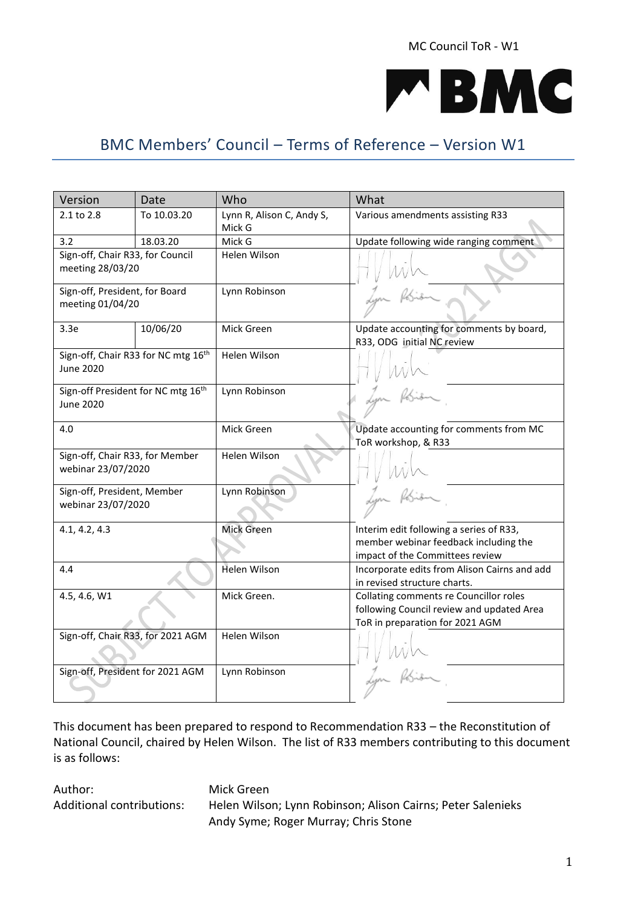MC Council ToR - W1

# BMC Members' Council – Terms of Reference – Version W1

| Version | Date | Who | What |
|---|---|---|---|
| 2.1 to 2.8 | To 10.03.20 | Lynn R, Alison C, Andy S, Mick G | Various amendments assisting R33 |
| 3.2 | 18.03.20 | Mick G | Update following wide ranging comment |
| Sign-off, Chair R33, for Council meeting 28/03/20 | | Helen Wilson | |
| Sign-off, President, for Board meeting 01/04/20 | | Lynn Robinson | |
| 3.3e | 10/06/20 | Mick Green | Update accounting for comments by board, R33, ODG initial NC review |
| Sign-off, Chair R33 for NC mtg 16th June 2020 | | Helen Wilson | |
| Sign-off President for NC mtg 16th June 2020 | | Lynn Robinson | |
| 4.0 | | Mick Green | Update accounting for comments from MC ToR workshop, & R33 |
| Sign-off, Chair R33, for Member webinar 23/07/2020 | | Helen Wilson | |
| Sign-off, President, Member webinar 23/07/2020 | | Lynn Robinson | |
| 4.1, 4.2, 4.3 | | Mick Green | Interim edit following a series of R33, member webinar feedback including the impact of the Committees review |
| 4.4 | | Helen Wilson | Incorporate edits from Alison Cairns and add in revised structure charts. |
| 4.5, 4.6, W1 | | Mick Green. | Collating comments re Councillor roles following Council review and updated Area ToR in preparation for 2021 AGM |
| Sign-off, Chair R33, for 2021 AGM | | Helen Wilson | |
| Sign-off, President for 2021 AGM | | Lynn Robinson | |

This document has been prepared to respond to Recommendation R33 – the Reconstitution of National Council, chaired by Helen Wilson. The list of R33 members contributing to this document is as follows:

Author: Mick Green

Additional contributions: Helen Wilson; Lynn Robinson; Alison Cairns; Peter Salenieks; Andy Syme; Roger Murray; Chris Stone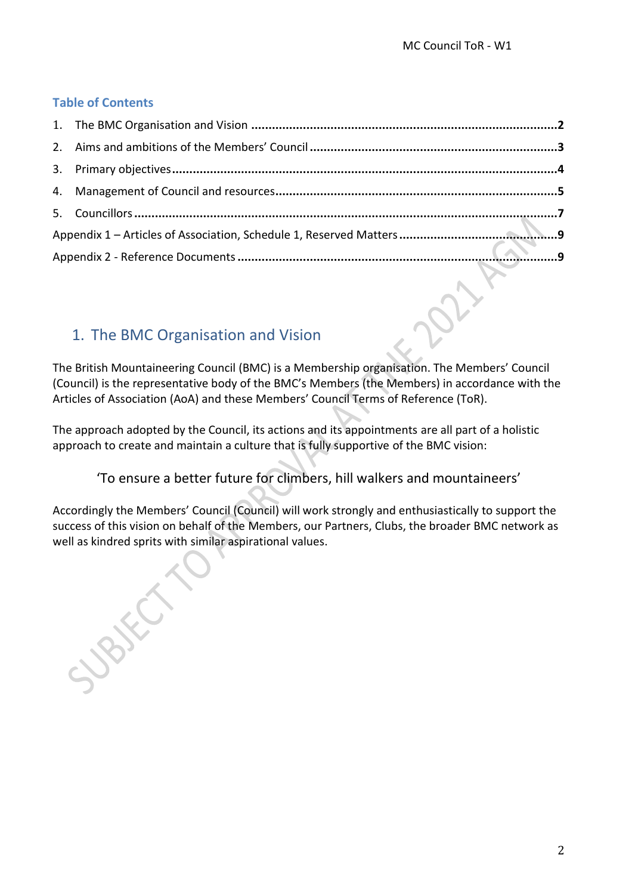## Table of Contents

1. The BMC Organisation and Vision ........................................................ 2
2. Aims and ambitions of the Members' Council ........................................ 3
3. Primary objectives ................................................................................ 4
4. Management of Council and resources .................................................. 5
5. Councillors ........................................................................................... 7

Appendix 1 – Articles of Association, Schedule 1, Reserved Matters ............. 9

Appendix 2 - Reference Documents ............................................................ 9

# 1. The BMC Organisation and Vision

The British Mountaineering Council (BMC) is a Membership organisation. The Members' Council (Council) is the representative body of the BMC's Members (the Members) in accordance with the Articles of Association (AoA) and these Members' Council Terms of Reference (ToR).

The approach adopted by the Council, its actions and its appointments are all part of a holistic approach to create and maintain a culture that is fully supportive of the BMC vision:

'To ensure a better future for climbers, hill walkers and mountaineers'

Accordingly the Members' Council (Council) will work strongly and enthusiastically to support the success of this vision on behalf of the Members, our Partners, Clubs, the broader BMC network as well as kindred sprits with similar aspirational values.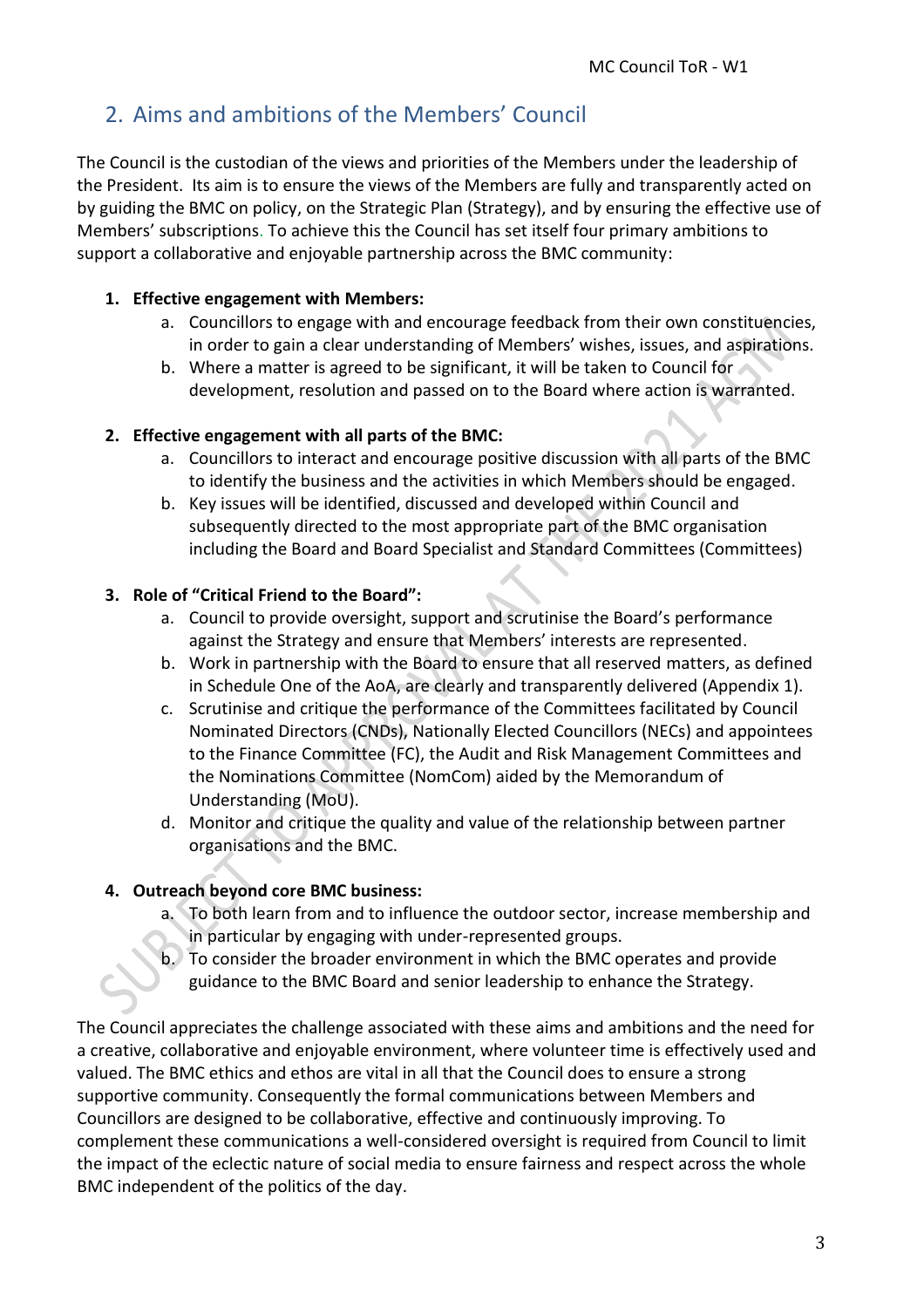## 2. Aims and ambitions of the Members' Council

The Council is the custodian of the views and priorities of the Members under the leadership of the President. Its aim is to ensure the views of the Members are fully and transparently acted on by guiding the BMC on policy, on the Strategic Plan (Strategy), and by ensuring the effective use of Members' subscriptions. To achieve this the Council has set itself four primary ambitions to support a collaborative and enjoyable partnership across the BMC community:

1. **Effective engagement with Members:**
    a. Councillors to engage with and encourage feedback from their own constituencies, in order to gain a clear understanding of Members' wishes, issues, and aspirations.
    b. Where a matter is agreed to be significant, it will be taken to Council for development, resolution and passed on to the Board where action is warranted.

2. **Effective engagement with all parts of the BMC:**
    a. Councillors to interact and encourage positive discussion with all parts of the BMC to identify the business and the activities in which Members should be engaged.
    b. Key issues will be identified, discussed and developed within Council and subsequently directed to the most appropriate part of the BMC organisation including the Board and Board Specialist and Standard Committees (Committees)

3. **Role of "Critical Friend to the Board":**
    a. Council to provide oversight, support and scrutinise the Board's performance against the Strategy and ensure that Members' interests are represented.
    b. Work in partnership with the Board to ensure that all reserved matters, as defined in Schedule One of the AoA, are clearly and transparently delivered (Appendix 1).
    c. Scrutinise and critique the performance of the Committees facilitated by Council Nominated Directors (CNDs), Nationally Elected Councillors (NECs) and appointees to the Finance Committee (FC), the Audit and Risk Management Committees and the Nominations Committee (NomCom) aided by the Memorandum of Understanding (MoU).
    d. Monitor and critique the quality and value of the relationship between partner organisations and the BMC.

4. **Outreach beyond core BMC business:**
    a. To both learn from and to influence the outdoor sector, increase membership and in particular by engaging with under-represented groups.
    b. To consider the broader environment in which the BMC operates and provide guidance to the BMC Board and senior leadership to enhance the Strategy.

The Council appreciates the challenge associated with these aims and ambitions and the need for a creative, collaborative and enjoyable environment, where volunteer time is effectively used and valued. The BMC ethics and ethos are vital in all that the Council does to ensure a strong supportive community. Consequently the formal communications between Members and Councillors are designed to be collaborative, effective and continuously improving. To complement these communications a well-considered oversight is required from Council to limit the impact of the eclectic nature of social media to ensure fairness and respect across the whole BMC independent of the politics of the day.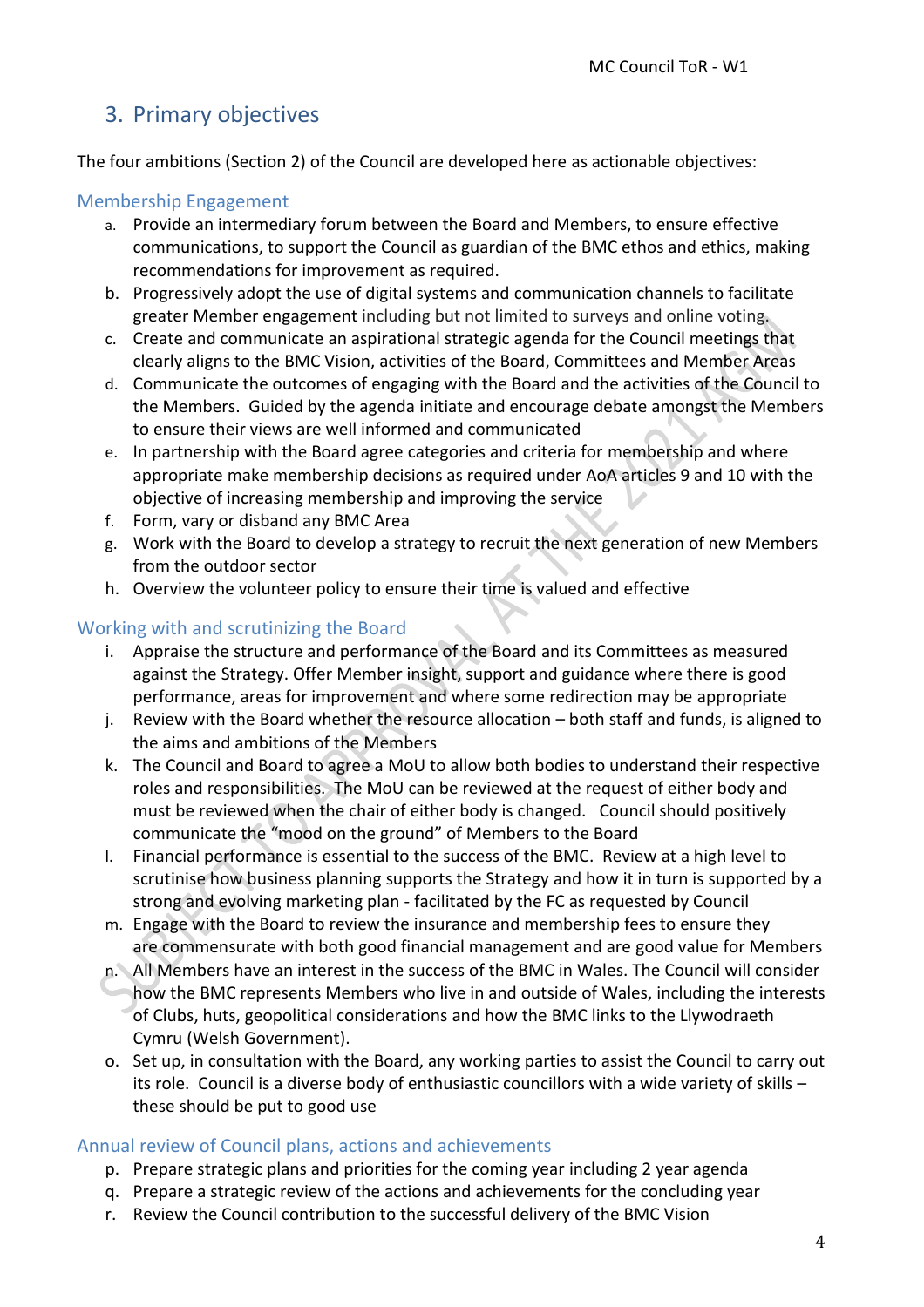## 3. Primary objectives

The four ambitions (Section 2) of the Council are developed here as actionable objectives:

### Membership Engagement

a. Provide an intermediary forum between the Board and Members, to ensure effective communications, to support the Council as guardian of the BMC ethos and ethics, making recommendations for improvement as required.
b. Progressively adopt the use of digital systems and communication channels to facilitate greater Member engagement including but not limited to surveys and online voting.
c. Create and communicate an aspirational strategic agenda for the Council meetings that clearly aligns to the BMC Vision, activities of the Board, Committees and Member Areas
d. Communicate the outcomes of engaging with the Board and the activities of the Council to the Members. Guided by the agenda initiate and encourage debate amongst the Members to ensure their views are well informed and communicated
e. In partnership with the Board agree categories and criteria for membership and where appropriate make membership decisions as required under AoA articles 9 and 10 with the objective of increasing membership and improving the service
f. Form, vary or disband any BMC Area
g. Work with the Board to develop a strategy to recruit the next generation of new Members from the outdoor sector
h. Overview the volunteer policy to ensure their time is valued and effective

### Working with and scrutinizing the Board

i. Appraise the structure and performance of the Board and its Committees as measured against the Strategy. Offer Member insight, support and guidance where there is good performance, areas for improvement and where some redirection may be appropriate
j. Review with the Board whether the resource allocation – both staff and funds, is aligned to the aims and ambitions of the Members
k. The Council and Board to agree a MoU to allow both bodies to understand their respective roles and responsibilities. The MoU can be reviewed at the request of either body and must be reviewed when the chair of either body is changed. Council should positively communicate the "mood on the ground" of Members to the Board
l. Financial performance is essential to the success of the BMC. Review at a high level to scrutinise how business planning supports the Strategy and how it in turn is supported by a strong and evolving marketing plan - facilitated by the FC as requested by Council
m. Engage with the Board to review the insurance and membership fees to ensure they are commensurate with both good financial management and are good value for Members
n. All Members have an interest in the success of the BMC in Wales. The Council will consider how the BMC represents Members who live in and outside of Wales, including the interests of Clubs, huts, geopolitical considerations and how the BMC links to the Llywodraeth Cymru (Welsh Government).
o. Set up, in consultation with the Board, any working parties to assist the Council to carry out its role. Council is a diverse body of enthusiastic councillors with a wide variety of skills – these should be put to good use

### Annual review of Council plans, actions and achievements

p. Prepare strategic plans and priorities for the coming year including 2 year agenda
q. Prepare a strategic review of the actions and achievements for the concluding year
r. Review the Council contribution to the successful delivery of the BMC Vision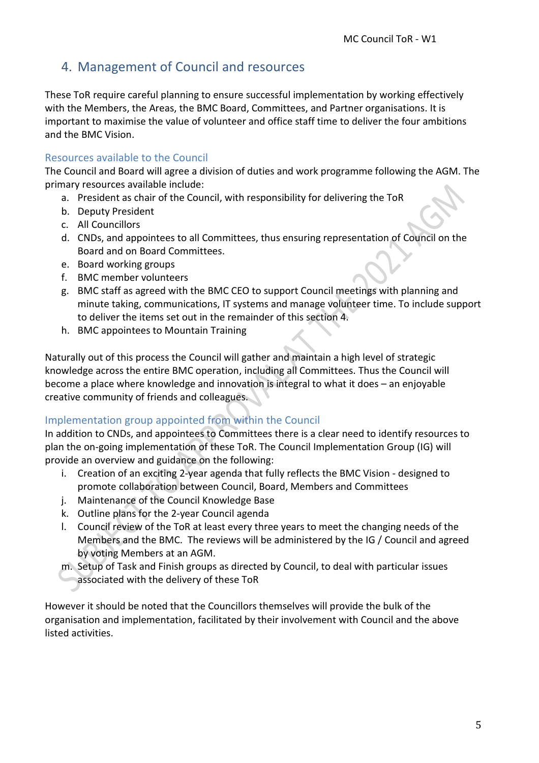## 4. Management of Council and resources

These ToR require careful planning to ensure successful implementation by working effectively with the Members, the Areas, the BMC Board, Committees, and Partner organisations. It is important to maximise the value of volunteer and office staff time to deliver the four ambitions and the BMC Vision.

### Resources available to the Council

The Council and Board will agree a division of duties and work programme following the AGM. The primary resources available include:

a. President as chair of the Council, with responsibility for delivering the ToR
b. Deputy President
c. All Councillors
d. CNDs, and appointees to all Committees, thus ensuring representation of Council on the Board and on Board Committees.
e. Board working groups
f. BMC member volunteers
g. BMC staff as agreed with the BMC CEO to support Council meetings with planning and minute taking, communications, IT systems and manage volunteer time. To include support to deliver the items set out in the remainder of this section 4.
h. BMC appointees to Mountain Training

Naturally out of this process the Council will gather and maintain a high level of strategic knowledge across the entire BMC operation, including all Committees. Thus the Council will become a place where knowledge and innovation is integral to what it does – an enjoyable creative community of friends and colleagues.

### Implementation group appointed from within the Council

In addition to CNDs, and appointees to Committees there is a clear need to identify resources to plan the on-going implementation of these ToR. The Council Implementation Group (IG) will provide an overview and guidance on the following:

i. Creation of an exciting 2-year agenda that fully reflects the BMC Vision - designed to promote collaboration between Council, Board, Members and Committees
j. Maintenance of the Council Knowledge Base
k. Outline plans for the 2-year Council agenda
l. Council review of the ToR at least every three years to meet the changing needs of the Members and the BMC. The reviews will be administered by the IG / Council and agreed by voting Members at an AGM.
m. Setup of Task and Finish groups as directed by Council, to deal with particular issues associated with the delivery of these ToR

However it should be noted that the Councillors themselves will provide the bulk of the organisation and implementation, facilitated by their involvement with Council and the above listed activities.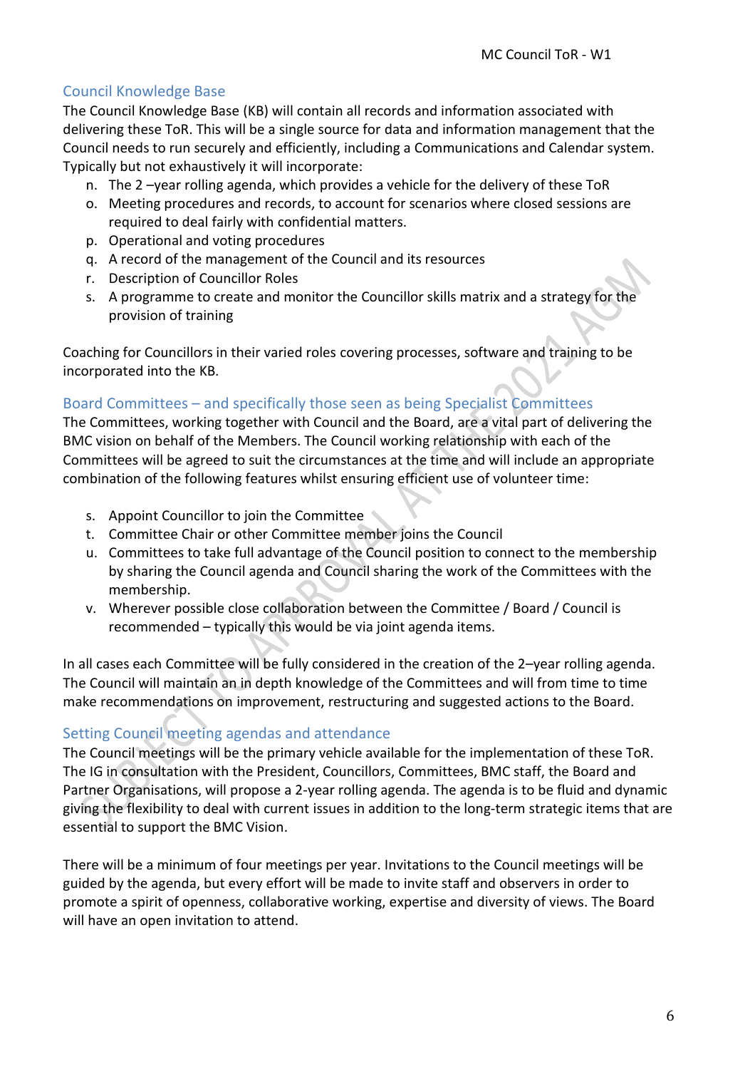## Council Knowledge Base

The Council Knowledge Base (KB) will contain all records and information associated with delivering these ToR. This will be a single source for data and information management that the Council needs to run securely and efficiently, including a Communications and Calendar system. Typically but not exhaustively it will incorporate:

n. The 2 –year rolling agenda, which provides a vehicle for the delivery of these ToR
o. Meeting procedures and records, to account for scenarios where closed sessions are required to deal fairly with confidential matters.
p. Operational and voting procedures
q. A record of the management of the Council and its resources
r. Description of Councillor Roles
s. A programme to create and monitor the Councillor skills matrix and a strategy for the provision of training

Coaching for Councillors in their varied roles covering processes, software and training to be incorporated into the KB.

## Board Committees – and specifically those seen as being Specialist Committees

The Committees, working together with Council and the Board, are a vital part of delivering the BMC vision on behalf of the Members. The Council working relationship with each of the Committees will be agreed to suit the circumstances at the time and will include an appropriate combination of the following features whilst ensuring efficient use of volunteer time:

s. Appoint Councillor to join the Committee
t. Committee Chair or other Committee member joins the Council
u. Committees to take full advantage of the Council position to connect to the membership by sharing the Council agenda and Council sharing the work of the Committees with the membership.
v. Wherever possible close collaboration between the Committee / Board / Council is recommended – typically this would be via joint agenda items.

In all cases each Committee will be fully considered in the creation of the 2–year rolling agenda. The Council will maintain an in depth knowledge of the Committees and will from time to time make recommendations on improvement, restructuring and suggested actions to the Board.

## Setting Council meeting agendas and attendance

The Council meetings will be the primary vehicle available for the implementation of these ToR. The IG in consultation with the President, Councillors, Committees, BMC staff, the Board and Partner Organisations, will propose a 2-year rolling agenda. The agenda is to be fluid and dynamic giving the flexibility to deal with current issues in addition to the long-term strategic items that are essential to support the BMC Vision.

There will be a minimum of four meetings per year. Invitations to the Council meetings will be guided by the agenda, but every effort will be made to invite staff and observers in order to promote a spirit of openness, collaborative working, expertise and diversity of views. The Board will have an open invitation to attend.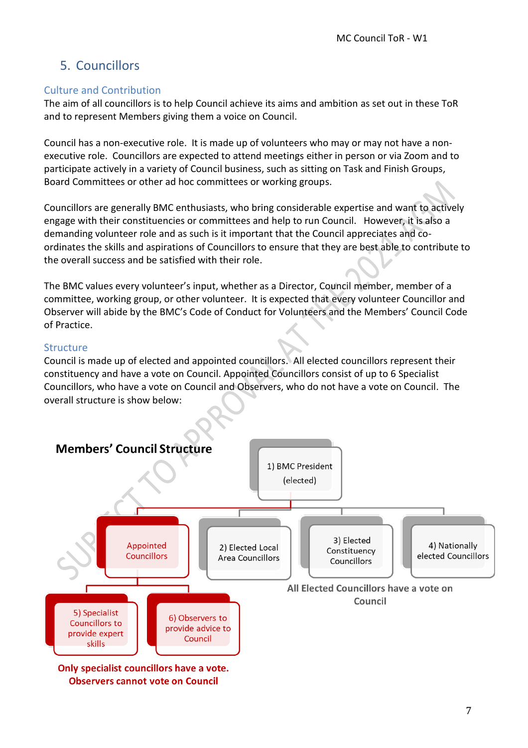## 5. Councillors

### Culture and Contribution

The aim of all councillors is to help Council achieve its aims and ambition as set out in these ToR and to represent Members giving them a voice on Council.

Council has a non-executive role. It is made up of volunteers who may or may not have a non-executive role. Councillors are expected to attend meetings either in person or via Zoom and to participate actively in a variety of Council business, such as sitting on Task and Finish Groups, Board Committees or other ad hoc committees or working groups.

Councillors are generally BMC enthusiasts, who bring considerable expertise and want to actively engage with their constituencies or committees and help to run Council. However, it is also a demanding volunteer role and as such is it important that the Council appreciates and co-ordinates the skills and aspirations of Councillors to ensure that they are best able to contribute to the overall success and be satisfied with their role.

The BMC values every volunteer's input, whether as a Director, Council member, member of a committee, working group, or other volunteer. It is expected that every volunteer Councillor and Observer will abide by the BMC's Code of Conduct for Volunteers and the Members' Council Code of Practice.

### Structure

Council is made up of elected and appointed councillors. All elected councillors represent their constituency and have a vote on Council. Appointed Councillors consist of up to 6 Specialist Councillors, who have a vote on Council and Observers, who do not have a vote on Council. The overall structure is show below:

**Members' Council Structure**

- 1) BMC President (elected)
  - Appointed Councillors
    - 5) Specialist Councillors to provide expert skills
    - 6) Observers to provide advice to Council
  - 2) Elected Local Area Councillors
  - 3) Elected Constituency Councillors
  - 4) Nationally elected Councillors

**All Elected Councillors have a vote on Council**

**Only specialist councillors have a vote. Observers cannot vote on Council**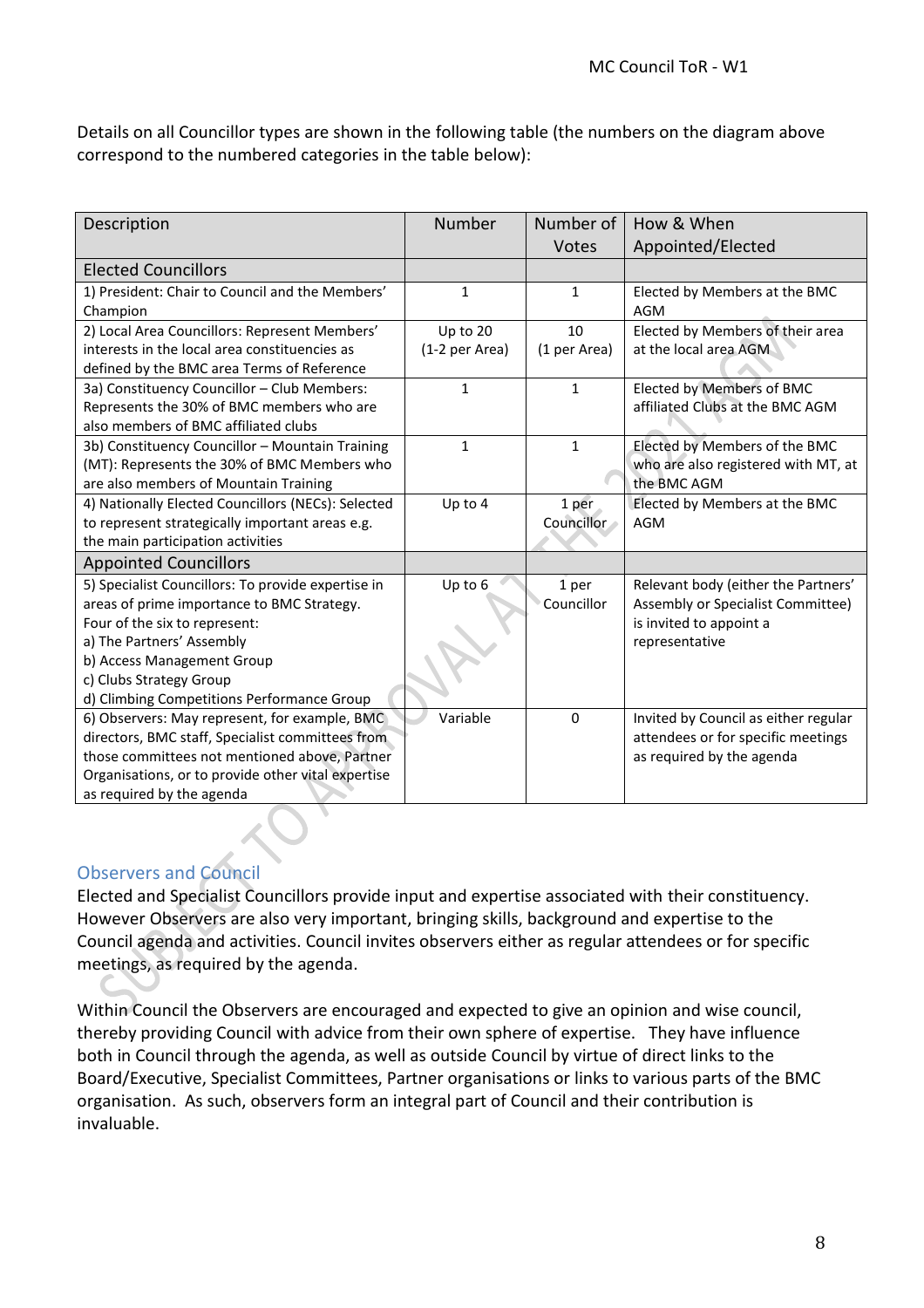Details on all Councillor types are shown in the following table (the numbers on the diagram above correspond to the numbered categories in the table below):

| Description | Number | Number of Votes | How & When Appointed/Elected |
|---|---|---|---|
| Elected Councillors | | | |
| 1) President: Chair to Council and the Members' Champion | 1 | 1 | Elected by Members at the BMC AGM |
| 2) Local Area Councillors: Represent Members' interests in the local area constituencies as defined by the BMC area Terms of Reference | Up to 20 (1-2 per Area) | 10 (1 per Area) | Elected by Members of their area at the local area AGM |
| 3a) Constituency Councillor – Club Members: Represents the 30% of BMC members who are also members of BMC affiliated clubs | 1 | 1 | Elected by Members of BMC affiliated Clubs at the BMC AGM |
| 3b) Constituency Councillor – Mountain Training (MT): Represents the 30% of BMC Members who are also members of Mountain Training | 1 | 1 | Elected by Members of the BMC who are also registered with MT, at the BMC AGM |
| 4) Nationally Elected Councillors (NECs): Selected to represent strategically important areas e.g. the main participation activities | Up to 4 | 1 per Councillor | Elected by Members at the BMC AGM |
| Appointed Councillors | | | |
| 5) Specialist Councillors: To provide expertise in areas of prime importance to BMC Strategy. Four of the six to represent: a) The Partners' Assembly b) Access Management Group c) Clubs Strategy Group d) Climbing Competitions Performance Group | Up to 6 | 1 per Councillor | Relevant body (either the Partners' Assembly or Specialist Committee) is invited to appoint a representative |
| 6) Observers: May represent, for example, BMC directors, BMC staff, Specialist committees from those committees not mentioned above, Partner Organisations, or to provide other vital expertise as required by the agenda | Variable | 0 | Invited by Council as either regular attendees or for specific meetings as required by the agenda |

### Observers and Council

Elected and Specialist Councillors provide input and expertise associated with their constituency. However Observers are also very important, bringing skills, background and expertise to the Council agenda and activities. Council invites observers either as regular attendees or for specific meetings, as required by the agenda.

Within Council the Observers are encouraged and expected to give an opinion and wise council, thereby providing Council with advice from their own sphere of expertise. They have influence both in Council through the agenda, as well as outside Council by virtue of direct links to the Board/Executive, Specialist Committees, Partner organisations or links to various parts of the BMC organisation. As such, observers form an integral part of Council and their contribution is invaluable.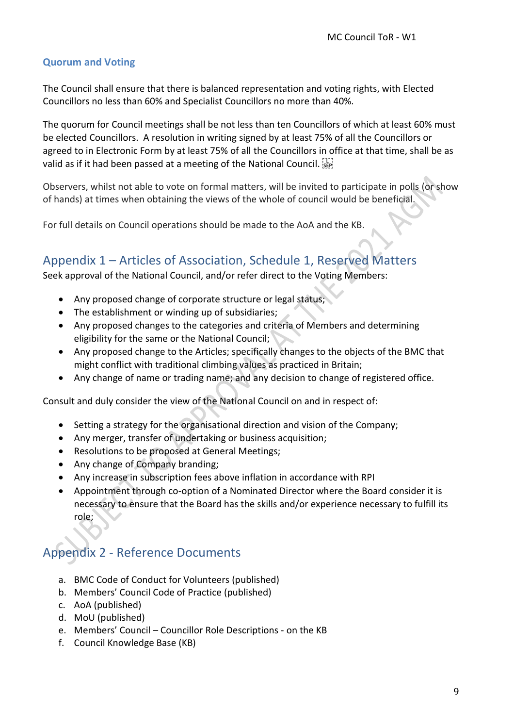## Quorum and Voting

The Council shall ensure that there is balanced representation and voting rights, with Elected Councillors no less than 60% and Specialist Councillors no more than 40%.

The quorum for Council meetings shall be not less than ten Councillors of which at least 60% must be elected Councillors. A resolution in writing signed by at least 75% of all the Councillors or agreed to in Electronic Form by at least 75% of all the Councillors in office at that time, shall be as valid as if it had been passed at a meeting of the National Council.

Observers, whilst not able to vote on formal matters, will be invited to participate in polls (or show of hands) at times when obtaining the views of the whole of council would be beneficial.

For full details on Council operations should be made to the AoA and the KB.

## Appendix 1 – Articles of Association, Schedule 1, Reserved Matters

Seek approval of the National Council, and/or refer direct to the Voting Members:

- Any proposed change of corporate structure or legal status;
- The establishment or winding up of subsidiaries;
- Any proposed changes to the categories and criteria of Members and determining eligibility for the same or the National Council;
- Any proposed change to the Articles; specifically changes to the objects of the BMC that might conflict with traditional climbing values as practiced in Britain;
- Any change of name or trading name; and any decision to change of registered office.

Consult and duly consider the view of the National Council on and in respect of:

- Setting a strategy for the organisational direction and vision of the Company;
- Any merger, transfer of undertaking or business acquisition;
- Resolutions to be proposed at General Meetings;
- Any change of Company branding;
- Any increase in subscription fees above inflation in accordance with RPI
- Appointment through co-option of a Nominated Director where the Board consider it is necessary to ensure that the Board has the skills and/or experience necessary to fulfill its role;

## Appendix 2 - Reference Documents

a. BMC Code of Conduct for Volunteers (published)
b. Members' Council Code of Practice (published)
c. AoA (published)
d. MoU (published)
e. Members' Council – Councillor Role Descriptions - on the KB
f. Council Knowledge Base (KB)